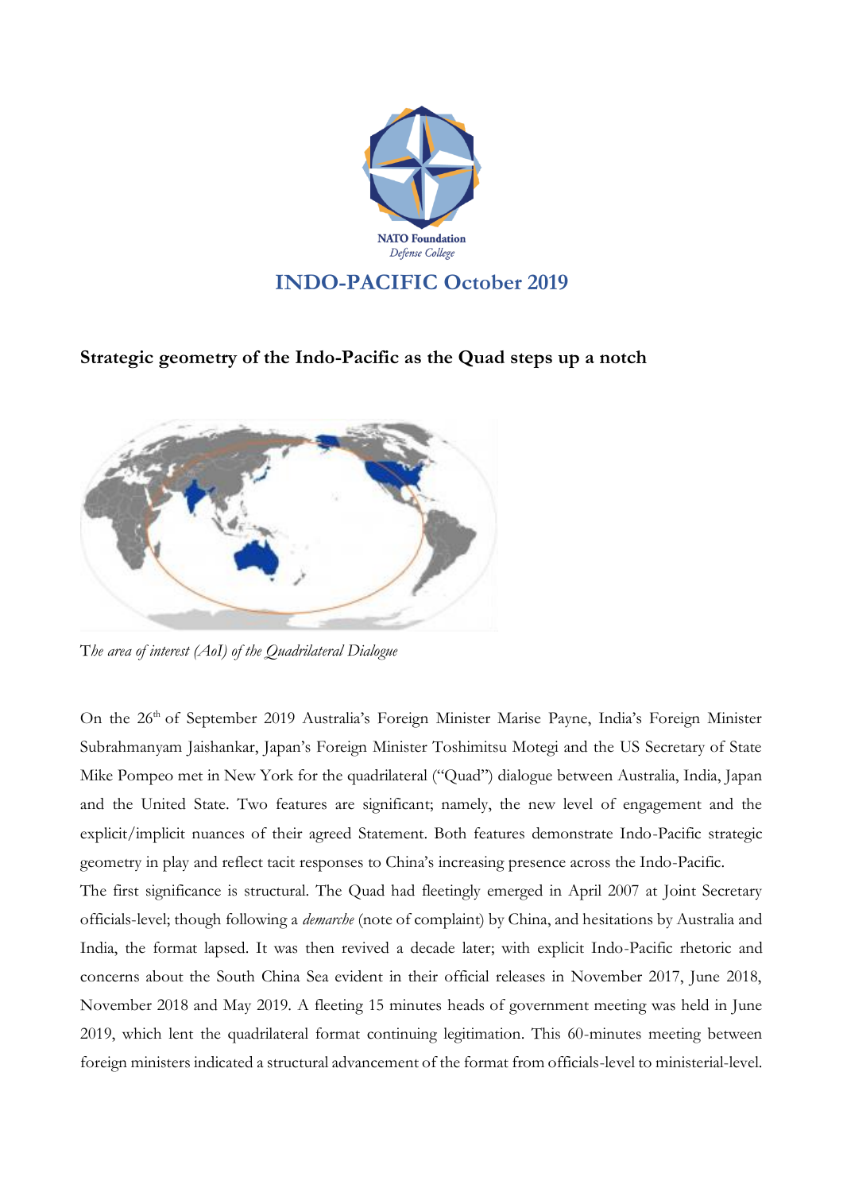NATO Foundation
*Defense College*

# INDO-PACIFIC October 2019

## Strategic geometry of the Indo-Pacific as the Quad steps up a notch

T*he area of interest (AoI) of the Quadrilateral Dialogue*

On the 26th of September 2019 Australia's Foreign Minister Marise Payne, India's Foreign Minister Subrahmanyam Jaishankar, Japan's Foreign Minister Toshimitsu Motegi and the US Secretary of State Mike Pompeo met in New York for the quadrilateral ("Quad") dialogue between Australia, India, Japan and the United State. Two features are significant; namely, the new level of engagement and the explicit/implicit nuances of their agreed Statement. Both features demonstrate Indo-Pacific strategic geometry in play and reflect tacit responses to China's increasing presence across the Indo-Pacific.

The first significance is structural. The Quad had fleetingly emerged in April 2007 at Joint Secretary officials-level; though following a *demarche* (note of complaint) by China, and hesitations by Australia and India, the format lapsed. It was then revived a decade later; with explicit Indo-Pacific rhetoric and concerns about the South China Sea evident in their official releases in November 2017, June 2018, November 2018 and May 2019. A fleeting 15 minutes heads of government meeting was held in June 2019, which lent the quadrilateral format continuing legitimation. This 60-minutes meeting between foreign ministers indicated a structural advancement of the format from officials-level to ministerial-level.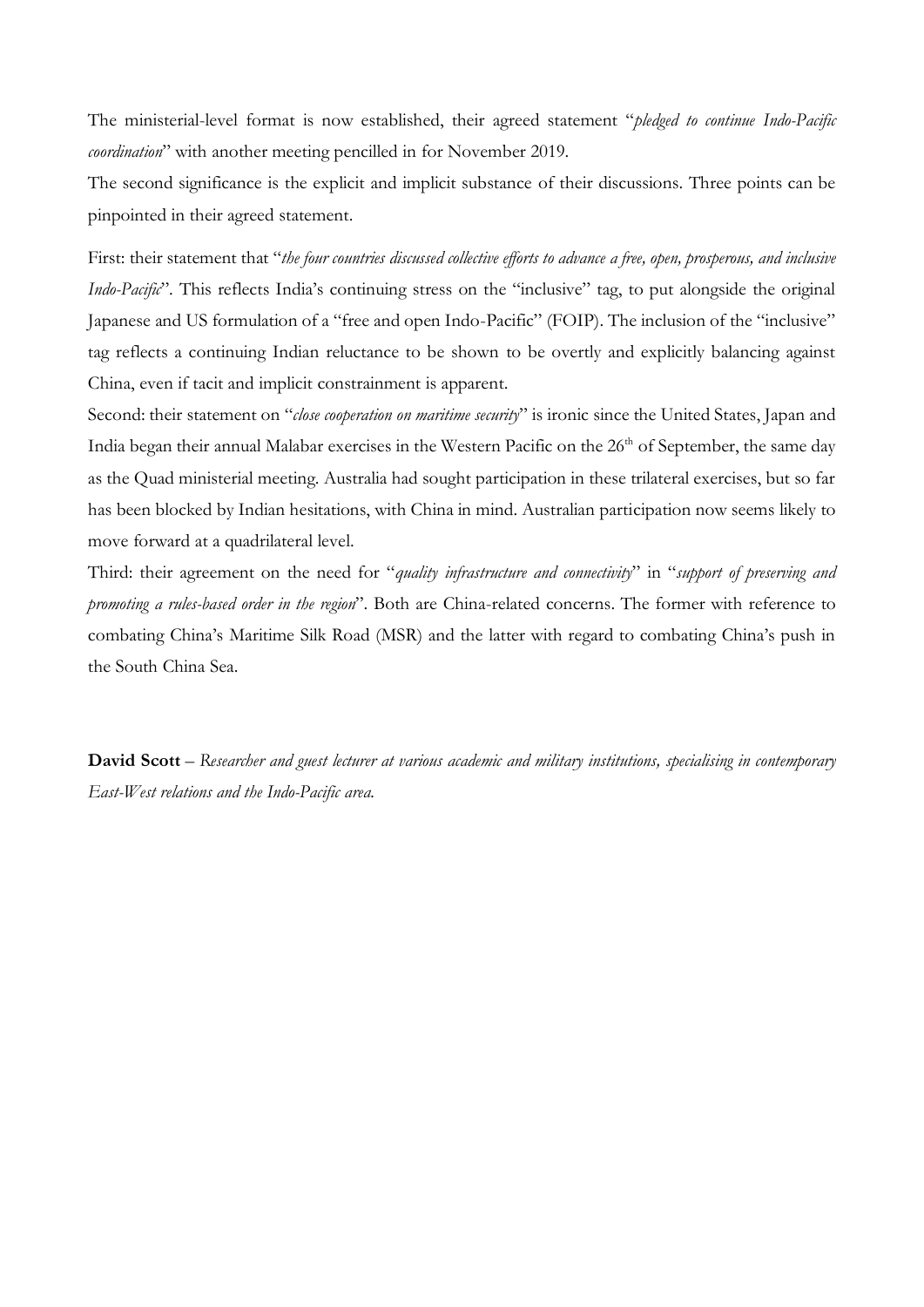The ministerial-level format is now established, their agreed statement "*pledged to continue Indo-Pacific coordination*" with another meeting pencilled in for November 2019.

The second significance is the explicit and implicit substance of their discussions. Three points can be pinpointed in their agreed statement.

First: their statement that "*the four countries discussed collective efforts to advance a free, open, prosperous, and inclusive Indo-Pacific*". This reflects India's continuing stress on the "inclusive" tag, to put alongside the original Japanese and US formulation of a "free and open Indo-Pacific" (FOIP). The inclusion of the "inclusive" tag reflects a continuing Indian reluctance to be shown to be overtly and explicitly balancing against China, even if tacit and implicit constrainment is apparent.

Second: their statement on "*close cooperation on maritime security*" is ironic since the United States, Japan and India began their annual Malabar exercises in the Western Pacific on the 26th of September, the same day as the Quad ministerial meeting. Australia had sought participation in these trilateral exercises, but so far has been blocked by Indian hesitations, with China in mind. Australian participation now seems likely to move forward at a quadrilateral level.

Third: their agreement on the need for "*quality infrastructure and connectivity*" in "*support of preserving and promoting a rules-based order in the region*". Both are China-related concerns. The former with reference to combating China's Maritime Silk Road (MSR) and the latter with regard to combating China's push in the South China Sea.

**David Scott** – *Researcher and guest lecturer at various academic and military institutions, specialising in contemporary East-West relations and the Indo-Pacific area.*